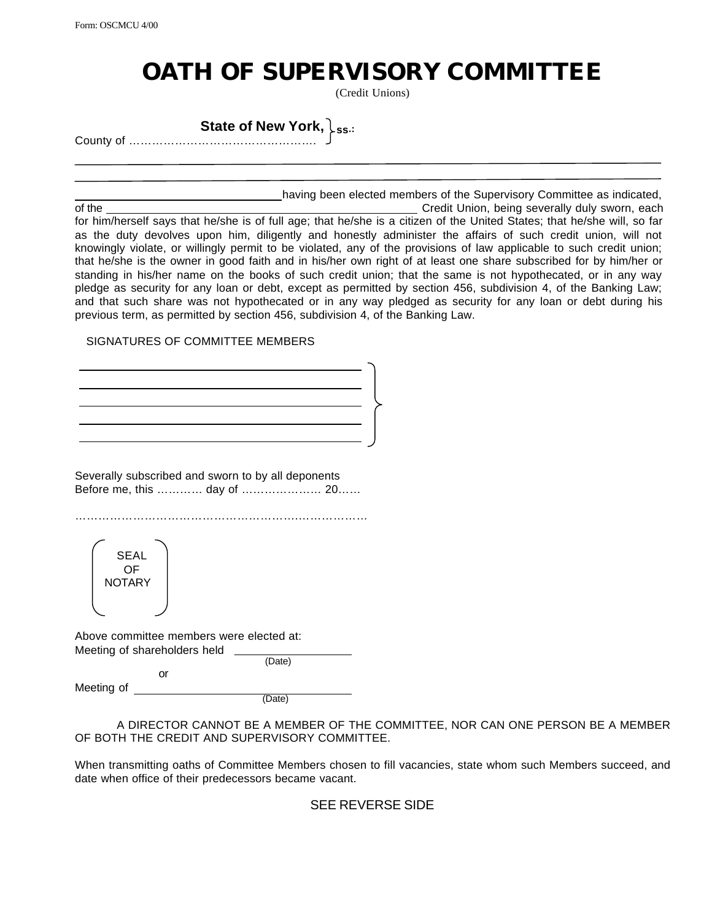Form: OSCMCU 4/00

# OATH OF SUPERVISORY COMMITTEE

(Credit Unions)

State of New York, } ss.:
County of …………………………………………….

\_\_\_\_\_\_\_\_\_\_\_\_\_\_\_\_\_\_\_\_\_\_\_\_\_\_\_\_\_\_\_\_\_\_\_\_\_\_\_\_\_\_\_\_\_\_\_\_\_\_\_\_\_\_\_\_\_\_\_\_\_\_\_\_\_\_\_\_\_\_\_\_

\_\_\_\_\_\_\_\_\_\_\_\_\_\_\_\_\_\_\_\_\_\_\_\_\_\_\_\_\_\_\_\_\_\_\_\_\_\_\_\_\_\_\_\_\_\_\_\_\_\_\_\_\_\_\_\_\_\_\_\_\_\_\_\_\_\_\_\_\_\_\_\_

\_\_\_\_\_\_\_\_\_\_\_\_\_\_\_\_\_\_\_\_\_\_\_\_\_\_\_\_\_\_ having been elected members of the Supervisory Committee as indicated, of the \_\_\_\_\_\_\_\_\_\_\_\_\_\_\_\_\_\_\_\_\_\_\_\_\_\_\_\_\_\_\_\_\_\_\_\_\_\_\_\_\_\_\_\_ Credit Union, being severally duly sworn, each for him/herself says that he/she is of full age; that he/she is a citizen of the United States; that he/she will, so far as the duty devolves upon him, diligently and honestly administer the affairs of such credit union, will not knowingly violate, or willingly permit to be violated, any of the provisions of law applicable to such credit union; that he/she is the owner in good faith and in his/her own right of at least one share subscribed for by him/her or standing in his/her name on the books of such credit union; that the same is not hypothecated, or in any way pledge as security for any loan or debt, except as permitted by section 456, subdivision 4, of the Banking Law; and that such share was not hypothecated or in any way pledged as security for any loan or debt during his previous term, as permitted by section 456, subdivision 4, of the Banking Law.

SIGNATURES OF COMMITTEE MEMBERS

\_\_\_\_\_\_\_\_\_\_\_\_\_\_\_\_\_\_\_\_\_\_\_\_\_\_\_\_\_\_\_\_\_\_\_\_\_\_\_\_\_\_\_\_

\_\_\_\_\_\_\_\_\_\_\_\_\_\_\_\_\_\_\_\_\_\_\_\_\_\_\_\_\_\_\_\_\_\_\_\_\_\_\_\_\_\_\_\_

\_\_\_\_\_\_\_\_\_\_\_\_\_\_\_\_\_\_\_\_\_\_\_\_\_\_\_\_\_\_\_\_\_\_\_\_\_\_\_\_\_\_\_\_

\_\_\_\_\_\_\_\_\_\_\_\_\_\_\_\_\_\_\_\_\_\_\_\_\_\_\_\_\_\_\_\_\_\_\_\_\_\_\_\_\_\_\_\_

\_\_\_\_\_\_\_\_\_\_\_\_\_\_\_\_\_\_\_\_\_\_\_\_\_\_\_\_\_\_\_\_\_\_\_\_\_\_\_\_\_\_\_\_

Severally subscribed and sworn to by all deponents
Before me, this ………… day of ………………… 20……

……………………………………………………………………

SEAL
OF
NOTARY

Above committee members were elected at:
Meeting of shareholders held \_\_\_\_\_\_\_\_\_\_\_\_\_\_\_\_\_\_\_\_
(Date)

or

Meeting of \_\_\_\_\_\_\_\_\_\_\_\_\_\_\_\_\_\_\_\_\_\_\_\_\_\_\_\_\_\_\_\_\_\_\_\_
(Date)

A DIRECTOR CANNOT BE A MEMBER OF THE COMMITTEE, NOR CAN ONE PERSON BE A MEMBER OF BOTH THE CREDIT AND SUPERVISORY COMMITTEE.

When transmitting oaths of Committee Members chosen to fill vacancies, state whom such Members succeed, and date when office of their predecessors became vacant.

SEE REVERSE SIDE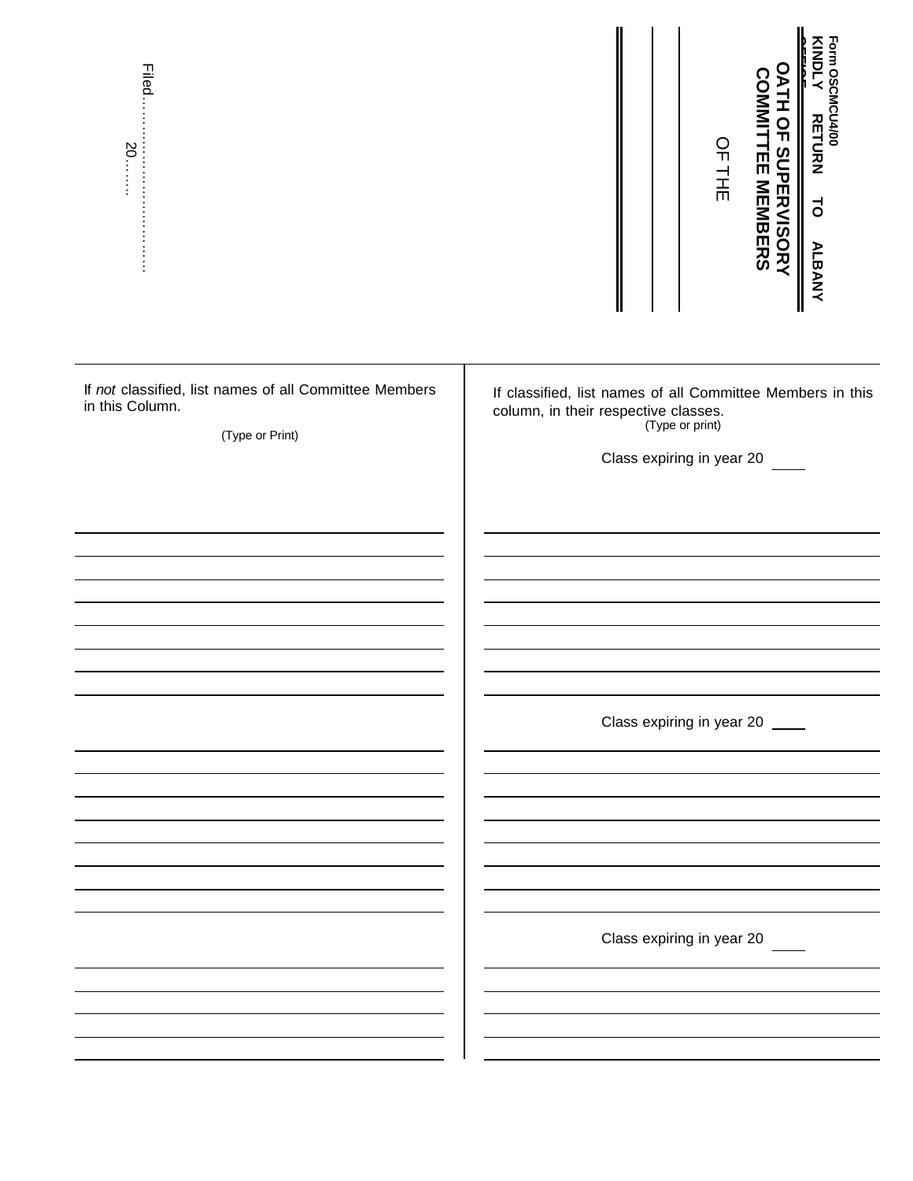Form OSCMCU4/00

KINDLY RETURN TO ALBANY OFFICE

**OATH OF SUPERVISORY COMMITTEE MEMBERS**

OF THE

Filed.................................20........

If *not* classified, list names of all Committee Members in this Column.

(Type or Print)

If classified, list names of all Committee Members in this column, in their respective classes.

(Type or print)

Class expiring in year 20 \_\_\_\_

Class expiring in year 20 \_\_\_\_

Class expiring in year 20 \_\_\_\_